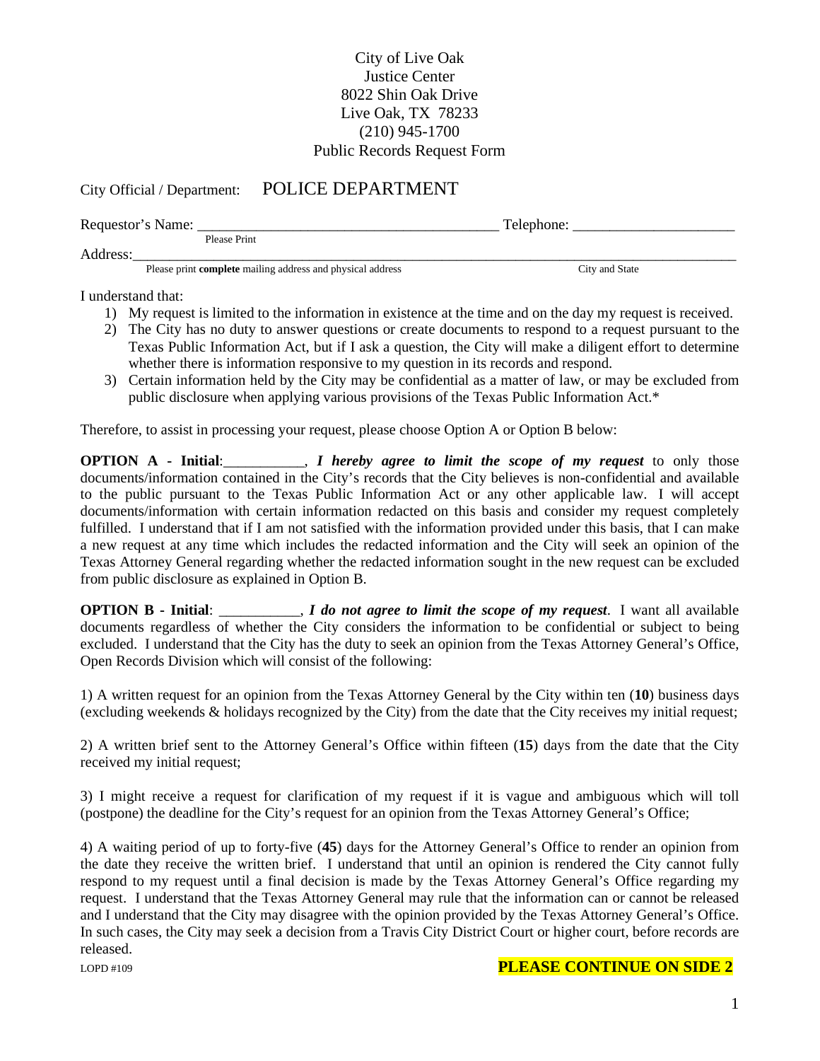City of Live Oak
Justice Center
8022 Shin Oak Drive
Live Oak, TX 78233
(210) 945-1700
Public Records Request Form

City Official / Department: POLICE DEPARTMENT

Requestor's Name: ________________________________________ Telephone: _____________________
Please Print

Address:_______________________________________________________________________________
Please print **complete** mailing address and physical address City and State

I understand that:

1) My request is limited to the information in existence at the time and on the day my request is received.
2) The City has no duty to answer questions or create documents to respond to a request pursuant to the Texas Public Information Act, but if I ask a question, the City will make a diligent effort to determine whether there is information responsive to my question in its records and respond.
3) Certain information held by the City may be confidential as a matter of law, or may be excluded from public disclosure when applying various provisions of the Texas Public Information Act.*

Therefore, to assist in processing your request, please choose Option A or Option B below:

**OPTION A - Initial**:___________, ***I hereby agree to limit the scope of my request*** to only those documents/information contained in the City's records that the City believes is non-confidential and available to the public pursuant to the Texas Public Information Act or any other applicable law. I will accept documents/information with certain information redacted on this basis and consider my request completely fulfilled. I understand that if I am not satisfied with the information provided under this basis, that I can make a new request at any time which includes the redacted information and the City will seek an opinion of the Texas Attorney General regarding whether the redacted information sought in the new request can be excluded from public disclosure as explained in Option B.

**OPTION B - Initial**: ___________, ***I do not agree to limit the scope of my request***. I want all available documents regardless of whether the City considers the information to be confidential or subject to being excluded. I understand that the City has the duty to seek an opinion from the Texas Attorney General's Office, Open Records Division which will consist of the following:

1) A written request for an opinion from the Texas Attorney General by the City within ten (**10**) business days (excluding weekends & holidays recognized by the City) from the date that the City receives my initial request;

2) A written brief sent to the Attorney General's Office within fifteen (**15**) days from the date that the City received my initial request;

3) I might receive a request for clarification of my request if it is vague and ambiguous which will toll (postpone) the deadline for the City's request for an opinion from the Texas Attorney General's Office;

4) A waiting period of up to forty-five (**45**) days for the Attorney General's Office to render an opinion from the date they receive the written brief. I understand that until an opinion is rendered the City cannot fully respond to my request until a final decision is made by the Texas Attorney General's Office regarding my request. I understand that the Texas Attorney General may rule that the information can or cannot be released and I understand that the City may disagree with the opinion provided by the Texas Attorney General's Office. In such cases, the City may seek a decision from a Travis City District Court or higher court, before records are released.

LOPD #109

**PLEASE CONTINUE ON SIDE 2**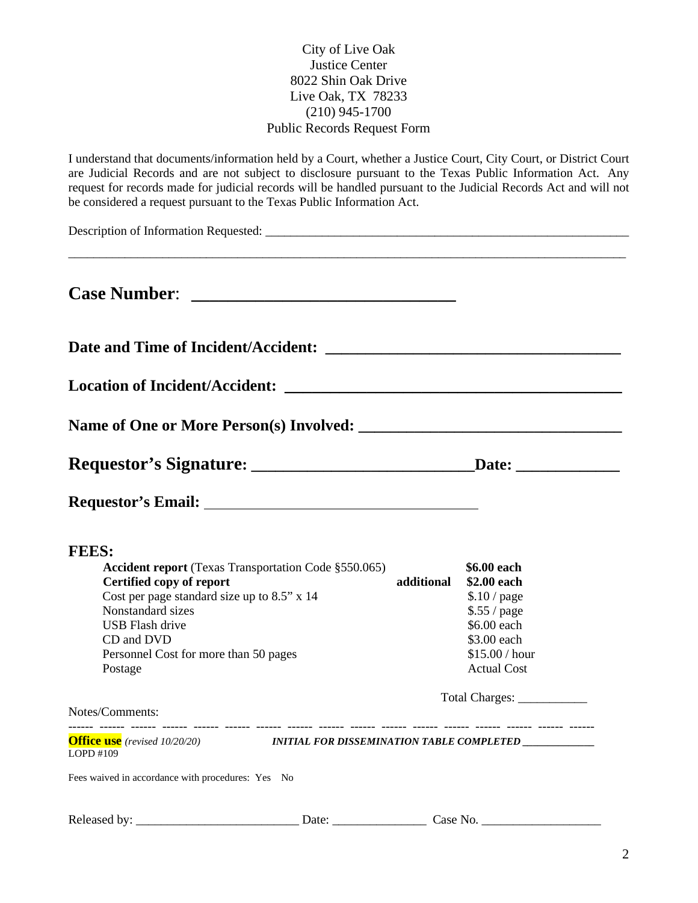City of Live Oak
Justice Center
8022 Shin Oak Drive
Live Oak, TX 78233
(210) 945-1700
Public Records Request Form

I understand that documents/information held by a Court, whether a Justice Court, City Court, or District Court are Judicial Records and are not subject to disclosure pursuant to the Texas Public Information Act. Any request for records made for judicial records will be handled pursuant to the Judicial Records Act and will not be considered a request pursuant to the Texas Public Information Act.

Description of Information Requested: ____________________________________________________________

__________________________________________________________________________________________

## Case Number: ______________________________

**Date and Time of Incident/Accident: ____________________________________**

**Location of Incident/Accident: ________________________________________**

**Name of One or More Person(s) Involved: ________________________________**

**Requestor's Signature: __________________________Date: ____________**

**Requestor's Email:** ____________________________________

## FEES:

| | | |
|---|---|---|
| **Accident report** (Texas Transportation Code §550.065) | | **$6.00 each** |
| **Certified copy of report** | **additional** | **$2.00 each** |
| Cost per page standard size up to 8.5" x 14 | | $.10 / page |
| Nonstandard sizes | | $.55 / page |
| USB Flash drive | | $6.00 each |
| CD and DVD | | $3.00 each |
| Personnel Cost for more than 50 pages | | $15.00 / hour |
| Postage | | Actual Cost |

Total Charges: ___________

Notes/Comments:

------ ------ ------ ------ ------ ------ ------ ------ ------ ------ ------ ------ ------ ------ ------ ------ ------

**Office use** *(revised 10/20/20)* ***INITIAL FOR DISSEMINATION TABLE COMPLETED*** ____________

LOPD #109

Fees waived in accordance with procedures: Yes No

Released by: __________________________ Date: _______________ Case No. ___________________